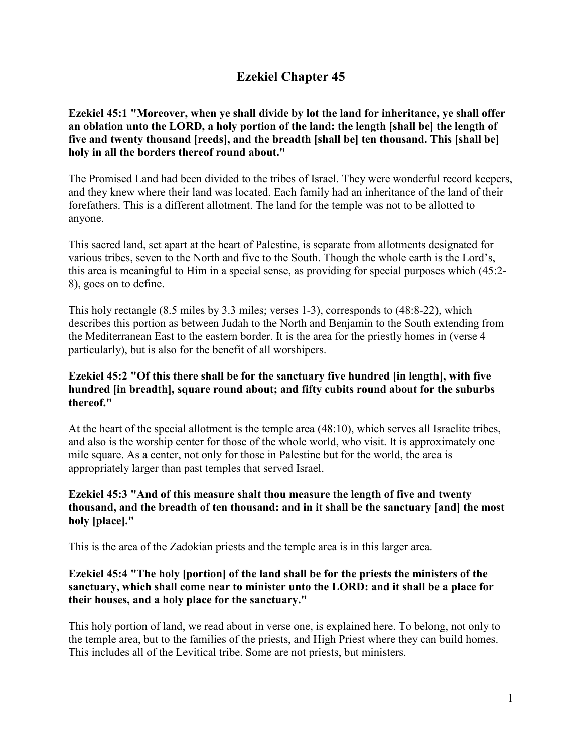# Ezekiel Chapter 45

**Ezekiel 45:1 "Moreover, when ye shall divide by lot the land for inheritance, ye shall offer an oblation unto the LORD, a holy portion of the land: the length [shall be] the length of five and twenty thousand [reeds], and the breadth [shall be] ten thousand. This [shall be] holy in all the borders thereof round about."**

The Promised Land had been divided to the tribes of Israel. They were wonderful record keepers, and they knew where their land was located. Each family had an inheritance of the land of their forefathers. This is a different allotment. The land for the temple was not to be allotted to anyone.

This sacred land, set apart at the heart of Palestine, is separate from allotments designated for various tribes, seven to the North and five to the South. Though the whole earth is the Lord's, this area is meaningful to Him in a special sense, as providing for special purposes which (45:2-8), goes on to define.

This holy rectangle (8.5 miles by 3.3 miles; verses 1-3), corresponds to (48:8-22), which describes this portion as between Judah to the North and Benjamin to the South extending from the Mediterranean East to the eastern border. It is the area for the priestly homes in (verse 4 particularly), but is also for the benefit of all worshipers.

**Ezekiel 45:2 "Of this there shall be for the sanctuary five hundred [in length], with five hundred [in breadth], square round about; and fifty cubits round about for the suburbs thereof."**

At the heart of the special allotment is the temple area (48:10), which serves all Israelite tribes, and also is the worship center for those of the whole world, who visit. It is approximately one mile square. As a center, not only for those in Palestine but for the world, the area is appropriately larger than past temples that served Israel.

**Ezekiel 45:3 "And of this measure shalt thou measure the length of five and twenty thousand, and the breadth of ten thousand: and in it shall be the sanctuary [and] the most holy [place]."**

This is the area of the Zadokian priests and the temple area is in this larger area.

**Ezekiel 45:4 "The holy [portion] of the land shall be for the priests the ministers of the sanctuary, which shall come near to minister unto the LORD: and it shall be a place for their houses, and a holy place for the sanctuary."**

This holy portion of land, we read about in verse one, is explained here. To belong, not only to the temple area, but to the families of the priests, and High Priest where they can build homes. This includes all of the Levitical tribe. Some are not priests, but ministers.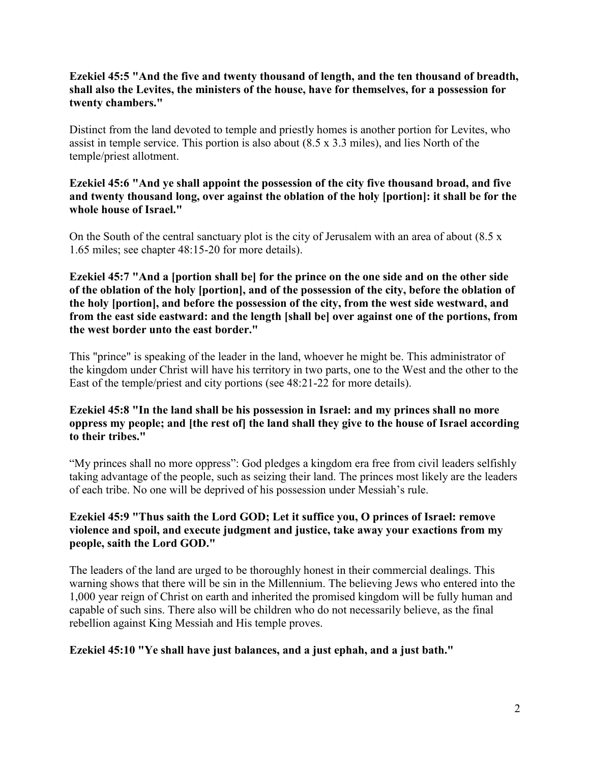**Ezekiel 45:5 "And the five and twenty thousand of length, and the ten thousand of breadth, shall also the Levites, the ministers of the house, have for themselves, for a possession for twenty chambers."**

Distinct from the land devoted to temple and priestly homes is another portion for Levites, who assist in temple service. This portion is also about (8.5 x 3.3 miles), and lies North of the temple/priest allotment.

**Ezekiel 45:6 "And ye shall appoint the possession of the city five thousand broad, and five and twenty thousand long, over against the oblation of the holy [portion]: it shall be for the whole house of Israel."**

On the South of the central sanctuary plot is the city of Jerusalem with an area of about (8.5 x 1.65 miles; see chapter 48:15-20 for more details).

**Ezekiel 45:7 "And a [portion shall be] for the prince on the one side and on the other side of the oblation of the holy [portion], and of the possession of the city, before the oblation of the holy [portion], and before the possession of the city, from the west side westward, and from the east side eastward: and the length [shall be] over against one of the portions, from the west border unto the east border."**

This "prince" is speaking of the leader in the land, whoever he might be. This administrator of the kingdom under Christ will have his territory in two parts, one to the West and the other to the East of the temple/priest and city portions (see 48:21-22 for more details).

**Ezekiel 45:8 "In the land shall be his possession in Israel: and my princes shall no more oppress my people; and [the rest of] the land shall they give to the house of Israel according to their tribes."**

“My princes shall no more oppress”: God pledges a kingdom era free from civil leaders selfishly taking advantage of the people, such as seizing their land. The princes most likely are the leaders of each tribe. No one will be deprived of his possession under Messiah’s rule.

**Ezekiel 45:9 "Thus saith the Lord GOD; Let it suffice you, O princes of Israel: remove violence and spoil, and execute judgment and justice, take away your exactions from my people, saith the Lord GOD."**

The leaders of the land are urged to be thoroughly honest in their commercial dealings. This warning shows that there will be sin in the Millennium. The believing Jews who entered into the 1,000 year reign of Christ on earth and inherited the promised kingdom will be fully human and capable of such sins. There also will be children who do not necessarily believe, as the final rebellion against King Messiah and His temple proves.

**Ezekiel 45:10 "Ye shall have just balances, and a just ephah, and a just bath."**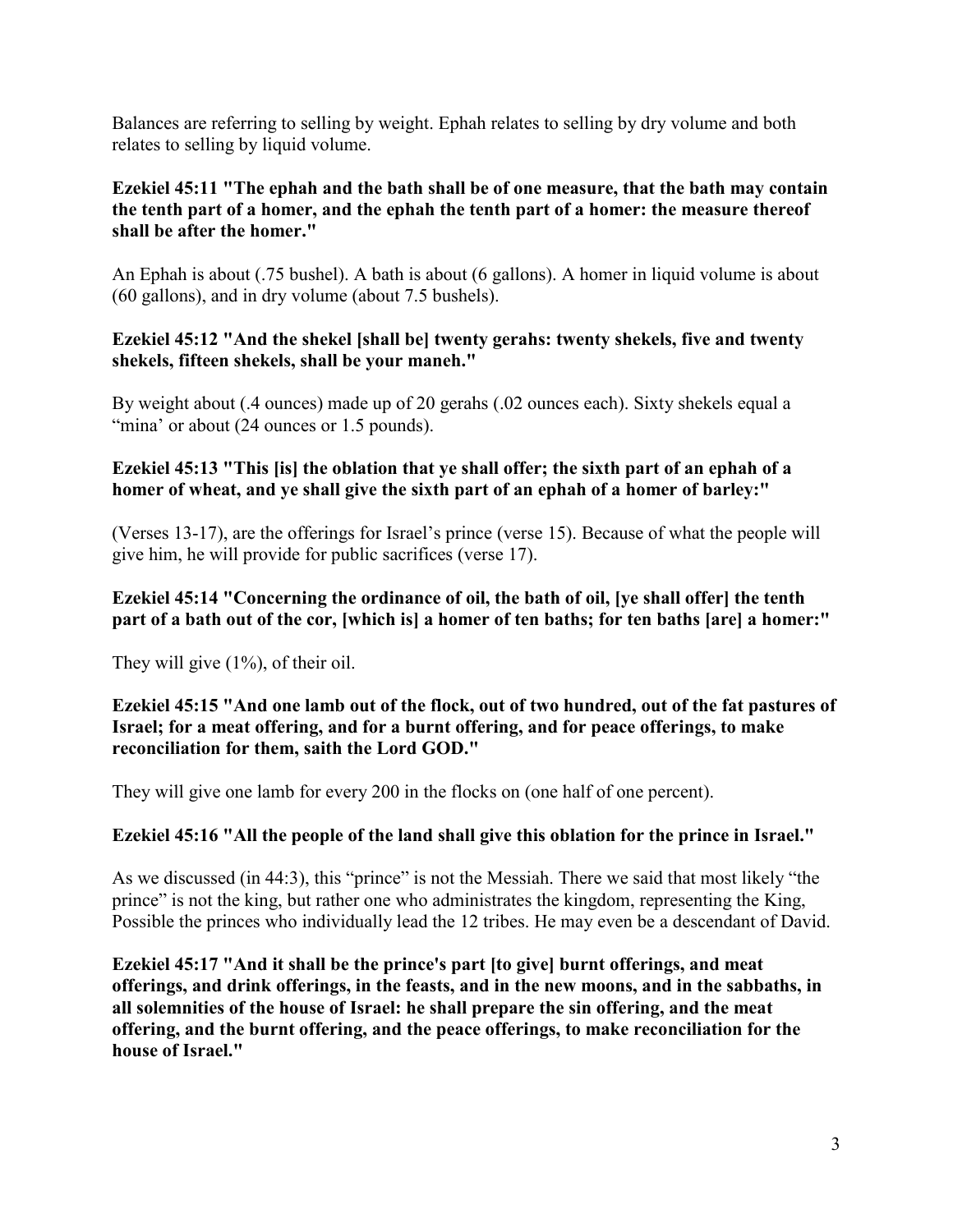Balances are referring to selling by weight. Ephah relates to selling by dry volume and both relates to selling by liquid volume.

**Ezekiel 45:11 "The ephah and the bath shall be of one measure, that the bath may contain the tenth part of a homer, and the ephah the tenth part of a homer: the measure thereof shall be after the homer."**

An Ephah is about (.75 bushel). A bath is about (6 gallons). A homer in liquid volume is about (60 gallons), and in dry volume (about 7.5 bushels).

**Ezekiel 45:12 "And the shekel [shall be] twenty gerahs: twenty shekels, five and twenty shekels, fifteen shekels, shall be your maneh."**

By weight about (.4 ounces) made up of 20 gerahs (.02 ounces each). Sixty shekels equal a "mina' or about (24 ounces or 1.5 pounds).

**Ezekiel 45:13 "This [is] the oblation that ye shall offer; the sixth part of an ephah of a homer of wheat, and ye shall give the sixth part of an ephah of a homer of barley:"**

(Verses 13-17), are the offerings for Israel's prince (verse 15). Because of what the people will give him, he will provide for public sacrifices (verse 17).

**Ezekiel 45:14 "Concerning the ordinance of oil, the bath of oil, [ye shall offer] the tenth part of a bath out of the cor, [which is] a homer of ten baths; for ten baths [are] a homer:"**

They will give (1%), of their oil.

**Ezekiel 45:15 "And one lamb out of the flock, out of two hundred, out of the fat pastures of Israel; for a meat offering, and for a burnt offering, and for peace offerings, to make reconciliation for them, saith the Lord GOD."**

They will give one lamb for every 200 in the flocks on (one half of one percent).

**Ezekiel 45:16 "All the people of the land shall give this oblation for the prince in Israel."**

As we discussed (in 44:3), this "prince" is not the Messiah. There we said that most likely "the prince" is not the king, but rather one who administrates the kingdom, representing the King, Possible the princes who individually lead the 12 tribes. He may even be a descendant of David.

**Ezekiel 45:17 "And it shall be the prince's part [to give] burnt offerings, and meat offerings, and drink offerings, in the feasts, and in the new moons, and in the sabbaths, in all solemnities of the house of Israel: he shall prepare the sin offering, and the meat offering, and the burnt offering, and the peace offerings, to make reconciliation for the house of Israel."**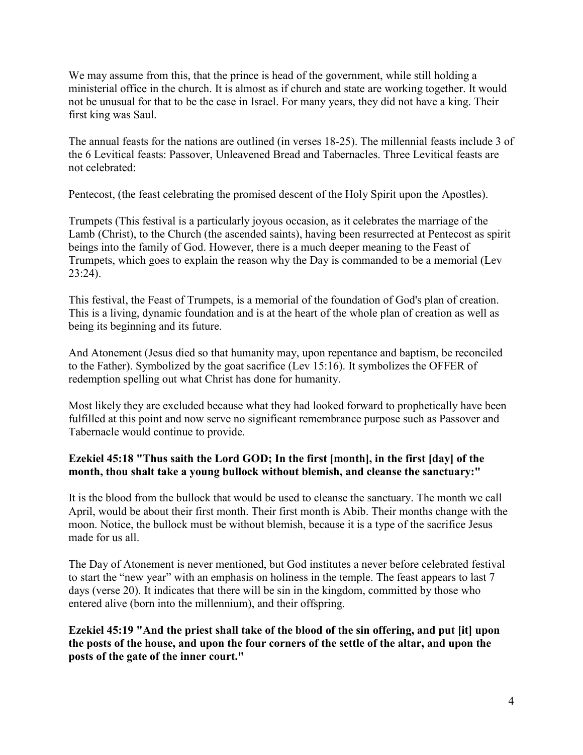We may assume from this, that the prince is head of the government, while still holding a ministerial office in the church. It is almost as if church and state are working together. It would not be unusual for that to be the case in Israel. For many years, they did not have a king. Their first king was Saul.

The annual feasts for the nations are outlined (in verses 18-25). The millennial feasts include 3 of the 6 Levitical feasts: Passover, Unleavened Bread and Tabernacles. Three Levitical feasts are not celebrated:

Pentecost, (the feast celebrating the promised descent of the Holy Spirit upon the Apostles).

Trumpets (This festival is a particularly joyous occasion, as it celebrates the marriage of the Lamb (Christ), to the Church (the ascended saints), having been resurrected at Pentecost as spirit beings into the family of God. However, there is a much deeper meaning to the Feast of Trumpets, which goes to explain the reason why the Day is commanded to be a memorial (Lev 23:24).

This festival, the Feast of Trumpets, is a memorial of the foundation of God's plan of creation. This is a living, dynamic foundation and is at the heart of the whole plan of creation as well as being its beginning and its future.

And Atonement (Jesus died so that humanity may, upon repentance and baptism, be reconciled to the Father). Symbolized by the goat sacrifice (Lev 15:16). It symbolizes the OFFER of redemption spelling out what Christ has done for humanity.

Most likely they are excluded because what they had looked forward to prophetically have been fulfilled at this point and now serve no significant remembrance purpose such as Passover and Tabernacle would continue to provide.

**Ezekiel 45:18 "Thus saith the Lord GOD; In the first [month], in the first [day] of the month, thou shalt take a young bullock without blemish, and cleanse the sanctuary:"**

It is the blood from the bullock that would be used to cleanse the sanctuary. The month we call April, would be about their first month. Their first month is Abib. Their months change with the moon. Notice, the bullock must be without blemish, because it is a type of the sacrifice Jesus made for us all.

The Day of Atonement is never mentioned, but God institutes a never before celebrated festival to start the "new year" with an emphasis on holiness in the temple. The feast appears to last 7 days (verse 20). It indicates that there will be sin in the kingdom, committed by those who entered alive (born into the millennium), and their offspring.

**Ezekiel 45:19 "And the priest shall take of the blood of the sin offering, and put [it] upon the posts of the house, and upon the four corners of the settle of the altar, and upon the posts of the gate of the inner court."**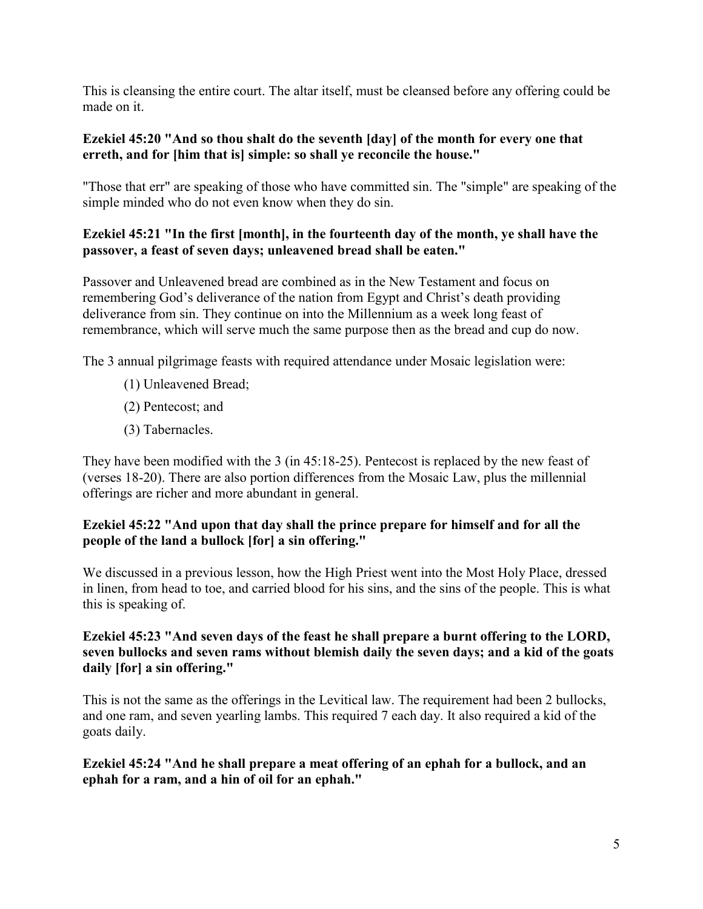This is cleansing the entire court. The altar itself, must be cleansed before any offering could be made on it.

**Ezekiel 45:20 "And so thou shalt do the seventh [day] of the month for every one that erreth, and for [him that is] simple: so shall ye reconcile the house."**

"Those that err" are speaking of those who have committed sin. The "simple" are speaking of the simple minded who do not even know when they do sin.

**Ezekiel 45:21 "In the first [month], in the fourteenth day of the month, ye shall have the passover, a feast of seven days; unleavened bread shall be eaten."**

Passover and Unleavened bread are combined as in the New Testament and focus on remembering God's deliverance of the nation from Egypt and Christ's death providing deliverance from sin. They continue on into the Millennium as a week long feast of remembrance, which will serve much the same purpose then as the bread and cup do now.

The 3 annual pilgrimage feasts with required attendance under Mosaic legislation were:

(1) Unleavened Bread;

(2) Pentecost; and

(3) Tabernacles.

They have been modified with the 3 (in 45:18-25). Pentecost is replaced by the new feast of (verses 18-20). There are also portion differences from the Mosaic Law, plus the millennial offerings are richer and more abundant in general.

**Ezekiel 45:22 "And upon that day shall the prince prepare for himself and for all the people of the land a bullock [for] a sin offering."**

We discussed in a previous lesson, how the High Priest went into the Most Holy Place, dressed in linen, from head to toe, and carried blood for his sins, and the sins of the people. This is what this is speaking of.

**Ezekiel 45:23 "And seven days of the feast he shall prepare a burnt offering to the LORD, seven bullocks and seven rams without blemish daily the seven days; and a kid of the goats daily [for] a sin offering."**

This is not the same as the offerings in the Levitical law. The requirement had been 2 bullocks, and one ram, and seven yearling lambs. This required 7 each day. It also required a kid of the goats daily.

**Ezekiel 45:24 "And he shall prepare a meat offering of an ephah for a bullock, and an ephah for a ram, and a hin of oil for an ephah."**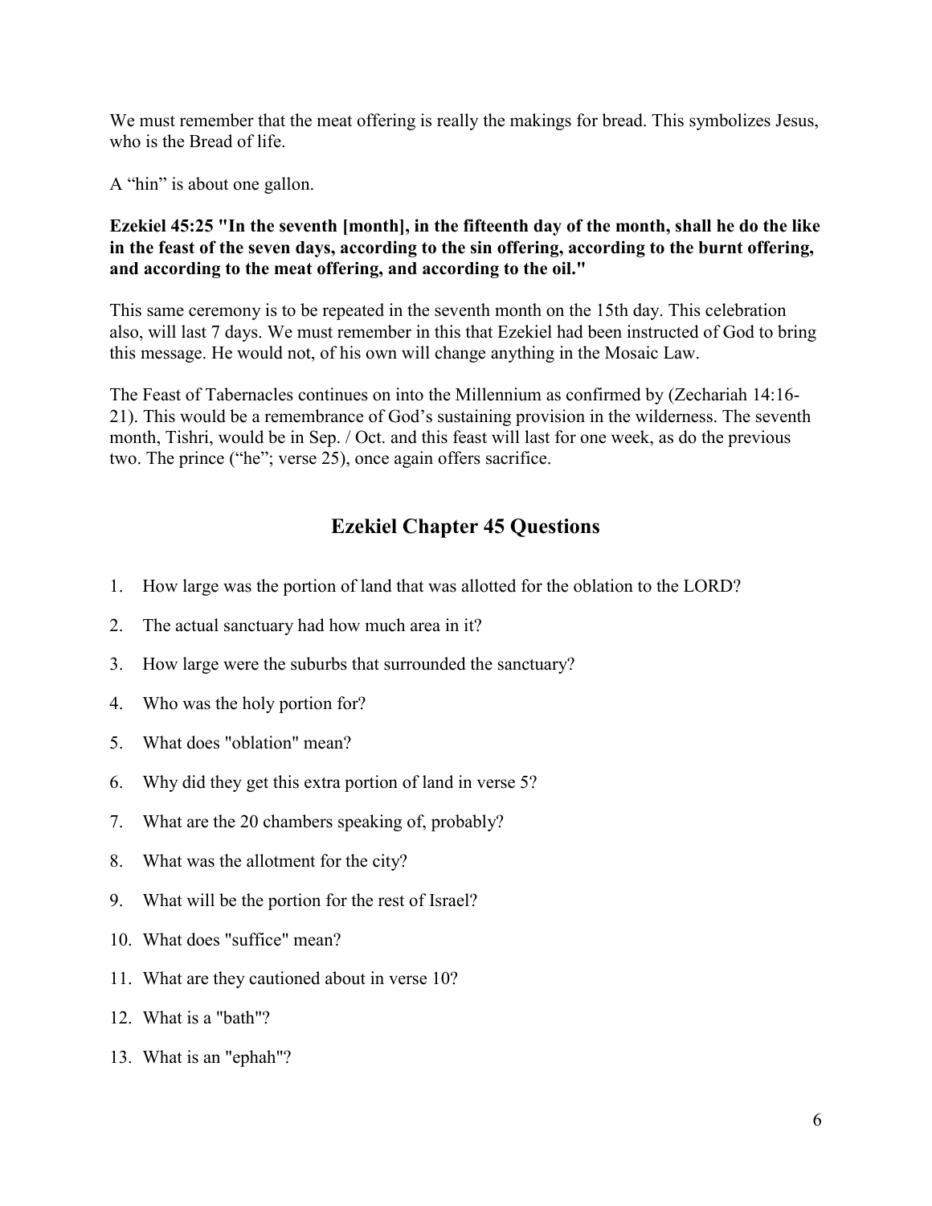We must remember that the meat offering is really the makings for bread. This symbolizes Jesus, who is the Bread of life.

A "hin" is about one gallon.

**Ezekiel 45:25 "In the seventh [month], in the fifteenth day of the month, shall he do the like in the feast of the seven days, according to the sin offering, according to the burnt offering, and according to the meat offering, and according to the oil."**

This same ceremony is to be repeated in the seventh month on the 15th day. This celebration also, will last 7 days. We must remember in this that Ezekiel had been instructed of God to bring this message. He would not, of his own will change anything in the Mosaic Law.

The Feast of Tabernacles continues on into the Millennium as confirmed by (Zechariah 14:16-21). This would be a remembrance of God's sustaining provision in the wilderness. The seventh month, Tishri, would be in Sep. / Oct. and this feast will last for one week, as do the previous two. The prince ("he"; verse 25), once again offers sacrifice.

## Ezekiel Chapter 45 Questions

1. How large was the portion of land that was allotted for the oblation to the LORD?
2. The actual sanctuary had how much area in it?
3. How large were the suburbs that surrounded the sanctuary?
4. Who was the holy portion for?
5. What does "oblation" mean?
6. Why did they get this extra portion of land in verse 5?
7. What are the 20 chambers speaking of, probably?
8. What was the allotment for the city?
9. What will be the portion for the rest of Israel?
10. What does "suffice" mean?
11. What are they cautioned about in verse 10?
12. What is a "bath"?
13. What is an "ephah"?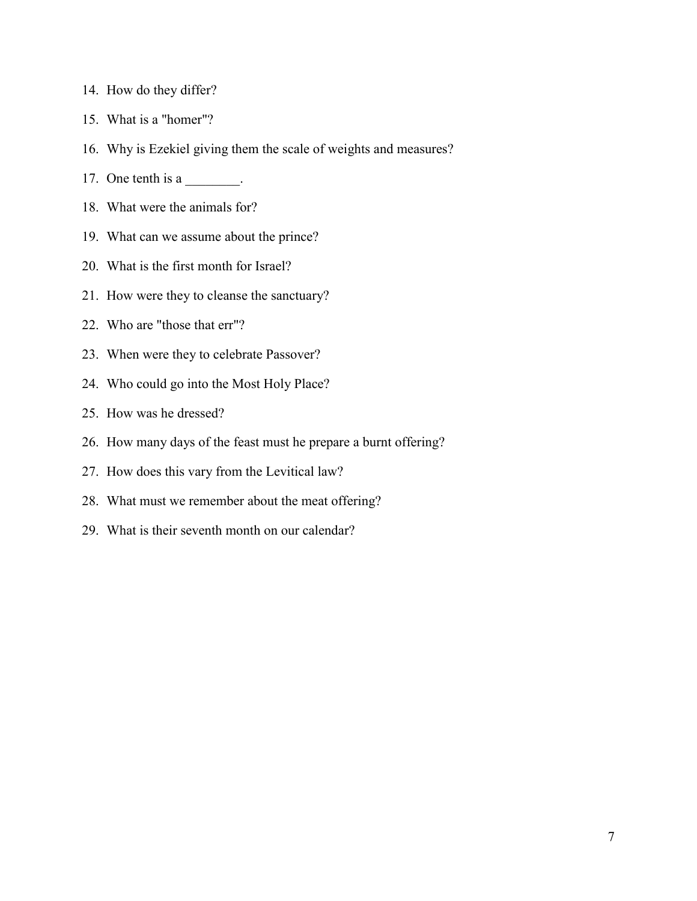14. How do they differ?
15. What is a "homer"?
16. Why is Ezekiel giving them the scale of weights and measures?
17. One tenth is a ________.
18. What were the animals for?
19. What can we assume about the prince?
20. What is the first month for Israel?
21. How were they to cleanse the sanctuary?
22. Who are "those that err"?
23. When were they to celebrate Passover?
24. Who could go into the Most Holy Place?
25. How was he dressed?
26. How many days of the feast must he prepare a burnt offering?
27. How does this vary from the Levitical law?
28. What must we remember about the meat offering?
29. What is their seventh month on our calendar?